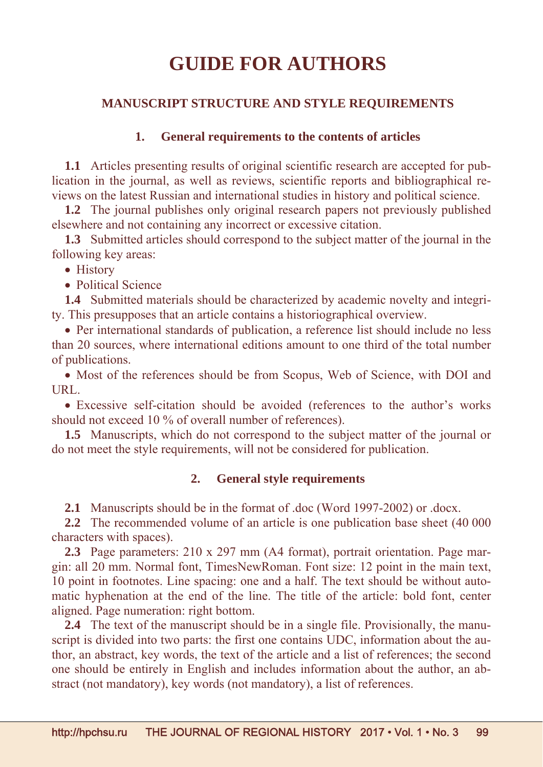# GUIDE FOR AUTHORS

## MANUSCRIPT STRUCTURE AND STYLE REQUIREMENTS

### 1. General requirements to the contents of articles

**1.1** Articles presenting results of original scientific research are accepted for publication in the journal, as well as reviews, scientific reports and bibliographical reviews on the latest Russian and international studies in history and political science.

**1.2** The journal publishes only original research papers not previously published elsewhere and not containing any incorrect or excessive citation.

**1.3** Submitted articles should correspond to the subject matter of the journal in the following key areas:

- History
- Political Science

**1.4** Submitted materials should be characterized by academic novelty and integrity. This presupposes that an article contains a historiographical overview.

- Per international standards of publication, a reference list should include no less than 20 sources, where international editions amount to one third of the total number of publications.
- Most of the references should be from Scopus, Web of Science, with DOI and URL.
- Excessive self-citation should be avoided (references to the author's works should not exceed 10 % of overall number of references).

**1.5** Manuscripts, which do not correspond to the subject matter of the journal or do not meet the style requirements, will not be considered for publication.

### 2. General style requirements

**2.1** Manuscripts should be in the format of .doc (Word 1997-2002) or .docx.

**2.2** The recommended volume of an article is one publication base sheet (40 000 characters with spaces).

**2.3** Page parameters: 210 x 297 mm (A4 format), portrait orientation. Page margin: all 20 mm. Normal font, TimesNewRoman. Font size: 12 point in the main text, 10 point in footnotes. Line spacing: one and a half. The text should be without automatic hyphenation at the end of the line. The title of the article: bold font, center aligned. Page numeration: right bottom.

**2.4** The text of the manuscript should be in a single file. Provisionally, the manuscript is divided into two parts: the first one contains UDC, information about the author, an abstract, key words, the text of the article and a list of references; the second one should be entirely in English and includes information about the author, an abstract (not mandatory), key words (not mandatory), a list of references.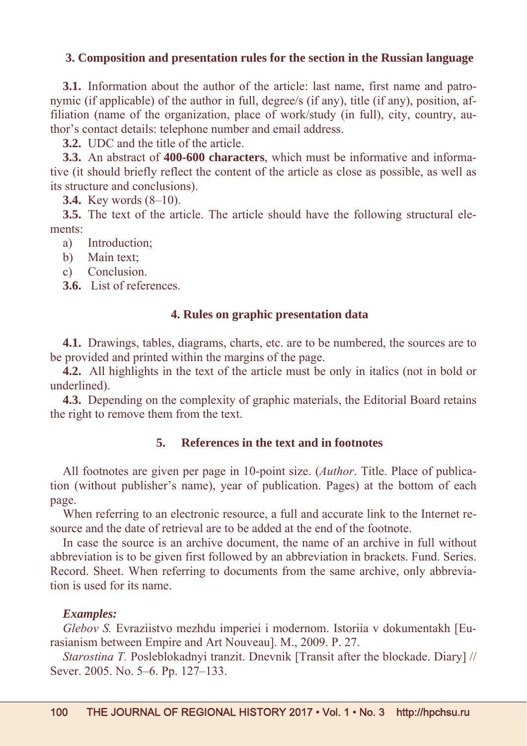### 3. Composition and presentation rules for the section in the Russian language

**3.1.** Information about the author of the article: last name, first name and patronymic (if applicable) of the author in full, degree/s (if any), title (if any), position, affiliation (name of the organization, place of work/study (in full), city, country, author's contact details: telephone number and email address.

**3.2.** UDC and the title of the article.

**3.3.** An abstract of **400-600 characters**, which must be informative and informative (it should briefly reflect the content of the article as close as possible, as well as its structure and conclusions).

**3.4.** Key words (8–10).

**3.5.** The text of the article. The article should have the following structural elements:

a) Introduction;
b) Main text;
c) Conclusion.

**3.6.** List of references.

### 4. Rules on graphic presentation data

**4.1.** Drawings, tables, diagrams, charts, etc. are to be numbered, the sources are to be provided and printed within the margins of the page.

**4.2.** All highlights in the text of the article must be only in italics (not in bold or underlined).

**4.3.** Depending on the complexity of graphic materials, the Editorial Board retains the right to remove them from the text.

### 5. References in the text and in footnotes

All footnotes are given per page in 10-point size. (*Author*. Title. Place of publication (without publisher's name), year of publication. Pages) at the bottom of each page.

When referring to an electronic resource, a full and accurate link to the Internet resource and the date of retrieval are to be added at the end of the footnote.

In case the source is an archive document, the name of an archive in full without abbreviation is to be given first followed by an abbreviation in brackets. Fund. Series. Record. Sheet. When referring to documents from the same archive, only abbreviation is used for its name.

***Examples:***

*Glebov S.* Evraziistvo mezhdu imperiei i modernom. Istoriia v dokumentakh [Eurasianism between Empire and Art Nouveau]. M., 2009. P. 27.

*Starostina T.* Posleblokadnyi tranzit. Dnevnik [Transit after the blockade. Diary] // Sever. 2005. No. 5–6. Pp. 127–133.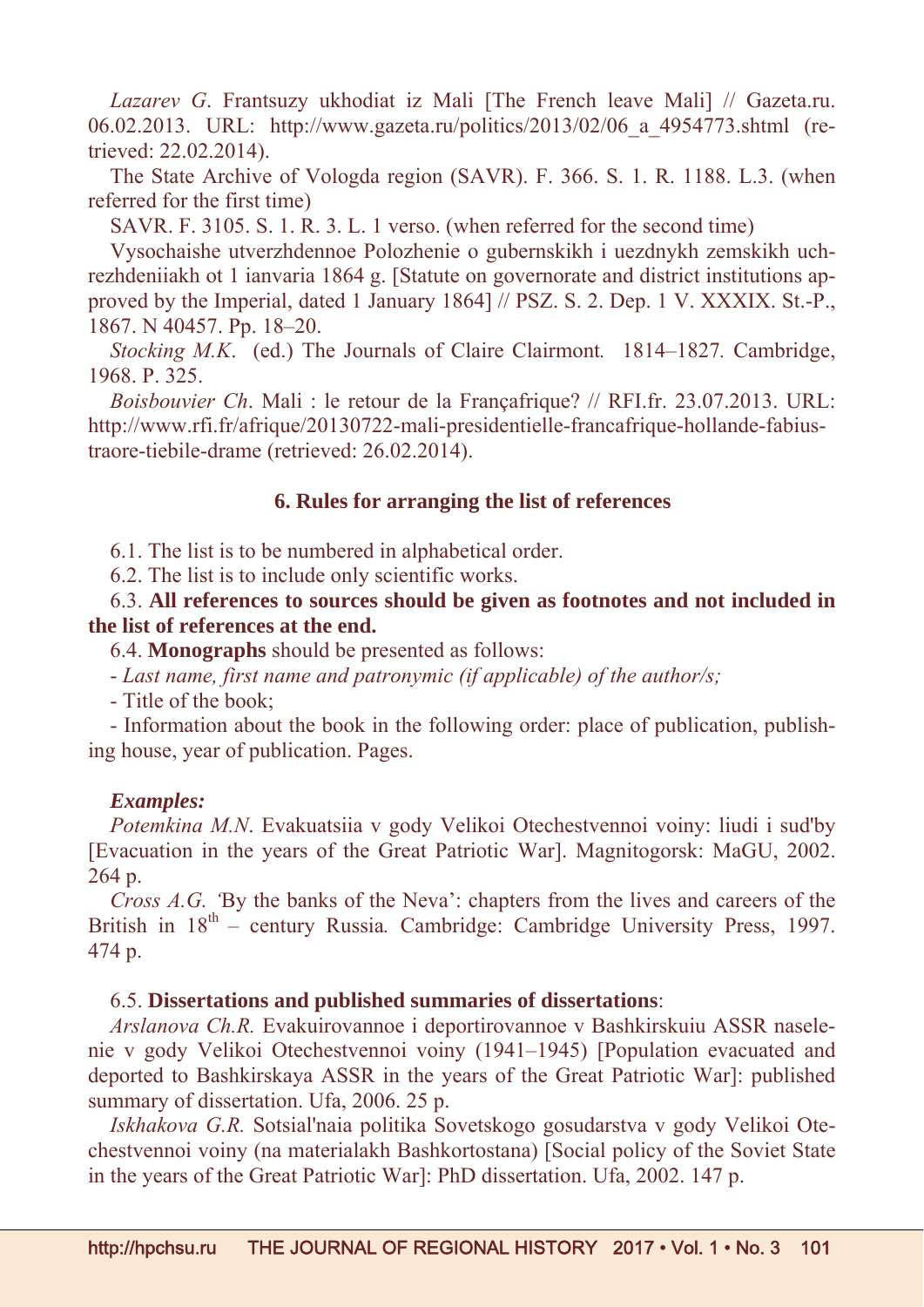*Lazarev G*. Frantsuzy ukhodiat iz Mali [The French leave Mali] // Gazeta.ru. 06.02.2013. URL: http://www.gazeta.ru/politics/2013/02/06_a_4954773.shtml (retrieved: 22.02.2014).

The State Archive of Vologda region (SAVR). F. 366. S. 1. R. 1188. L.3. (when referred for the first time)

SAVR. F. 3105. S. 1. R. 3. L. 1 verso. (when referred for the second time)

Vysochaishe utverzhdennoe Polozhenie o gubernskikh i uezdnykh zemskikh uchrezhdeniiakh ot 1 ianvaria 1864 g. [Statute on governorate and district institutions approved by the Imperial, dated 1 January 1864] // PSZ. S. 2. Dep. 1 V. XXXIX. St.-P., 1867. N 40457. Pp. 18–20.

*Stocking M.K*. (ed.) The Journals of Claire Clairmont*.* 1814–1827. Cambridge, 1968. P. 325.

*Boisbouvier Ch*. Mali : le retour de la Françafrique? // RFI.fr. 23.07.2013. URL: http://www.rfi.fr/afrique/20130722-mali-presidentielle-francafrique-hollande-fabius-traore-tiebile-drame (retrieved: 26.02.2014).

## 6. Rules for arranging the list of references

6.1. The list is to be numbered in alphabetical order.

6.2. The list is to include only scientific works.

6.3. **All references to sources should be given as footnotes and not included in the list of references at the end.**

6.4. **Monographs** should be presented as follows:

- *Last name, first name and patronymic (if applicable) of the author/s;*
- Title of the book;
- Information about the book in the following order: place of publication, publishing house, year of publication. Pages.

***Examples:***

*Potemkina M.N*. Evakuatsiia v gody Velikoi Otechestvennoi voiny: liudi i sud'by [Evacuation in the years of the Great Patriotic War]. Magnitogorsk: MaGU, 2002. 264 p.

*Cross A.G. '*By the banks of the Neva': chapters from the lives and careers of the British in 18th – century Russia*.* Cambridge: Cambridge University Press, 1997. 474 p.

6.5. **Dissertations and published summaries of dissertations**:

*Arslanova Ch.R.* Evakuirovannoe i deportirovannoe v Bashkirskuiu ASSR naselenie v gody Velikoi Otechestvennoi voiny (1941–1945) [Population evacuated and deported to Bashkirskaya ASSR in the years of the Great Patriotic War]: published summary of dissertation. Ufa, 2006. 25 p.

*Iskhakova G.R.* Sotsial'naia politika Sovetskogo gosudarstva v gody Velikoi Otechestvennoi voiny (na materialakh Bashkortostana) [Social policy of the Soviet State in the years of the Great Patriotic War]: PhD dissertation. Ufa, 2002. 147 p.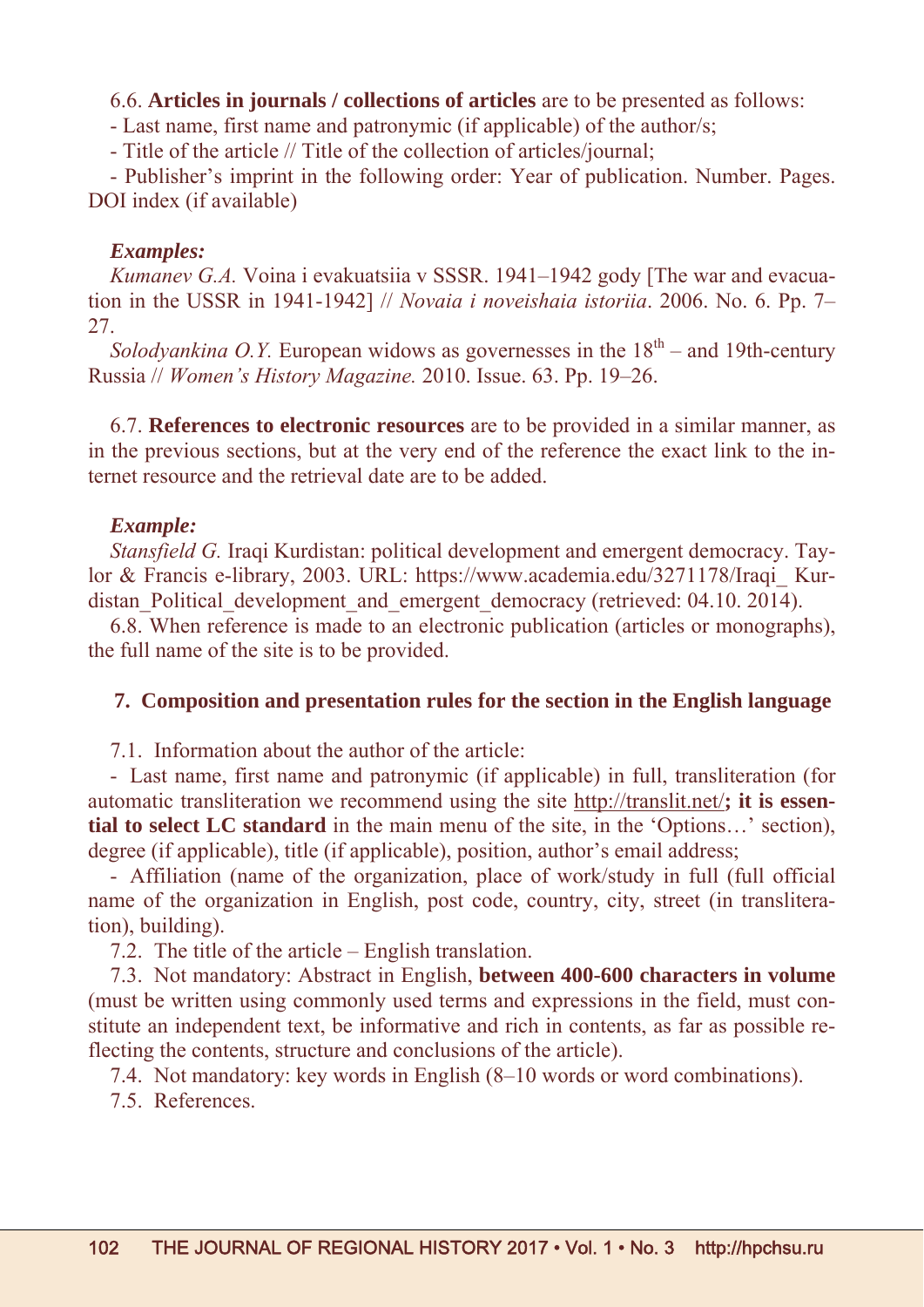6.6. **Articles in journals / collections of articles** are to be presented as follows:

- Last name, first name and patronymic (if applicable) of the author/s;
- Title of the article // Title of the collection of articles/journal;
- Publisher's imprint in the following order: Year of publication. Number. Pages. DOI index (if available)

***Examples:***

*Kumanev G.A.* Voina i evakuatsiia v SSSR. 1941–1942 gody [The war and evacuation in the USSR in 1941-1942] // *Novaia i noveishaia istoriia*. 2006. No. 6. Pp. 7–27.

*Solodyankina O.Y.* European widows as governesses in the 18th – and 19th-century Russia // *Women's History Magazine.* 2010. Issue. 63. Pp. 19–26.

6.7. **References to electronic resources** are to be provided in a similar manner, as in the previous sections, but at the very end of the reference the exact link to the internet resource and the retrieval date are to be added.

***Example:***

*Stansfield G.* Iraqi Kurdistan: political development and emergent democracy. Taylor & Francis e-library, 2003. URL: https://www.academia.edu/3271178/Iraqi_ Kurdistan_Political_development_and_emergent_democracy (retrieved: 04.10. 2014).

6.8. When reference is made to an electronic publication (articles or monographs), the full name of the site is to be provided.

## 7. Composition and presentation rules for the section in the English language

7.1. Information about the author of the article:

- Last name, first name and patronymic (if applicable) in full, transliteration (for automatic transliteration we recommend using the site http://translit.net/**; it is essential to select LC standard** in the main menu of the site, in the 'Options…' section), degree (if applicable), title (if applicable), position, author's email address;
- Affiliation (name of the organization, place of work/study in full (full official name of the organization in English, post code, country, city, street (in transliteration), building).

7.2. The title of the article – English translation.

7.3. Not mandatory: Abstract in English, **between 400-600 characters in volume** (must be written using commonly used terms and expressions in the field, must constitute an independent text, be informative and rich in contents, as far as possible reflecting the contents, structure and conclusions of the article).

7.4. Not mandatory: key words in English (8–10 words or word combinations).

7.5. References.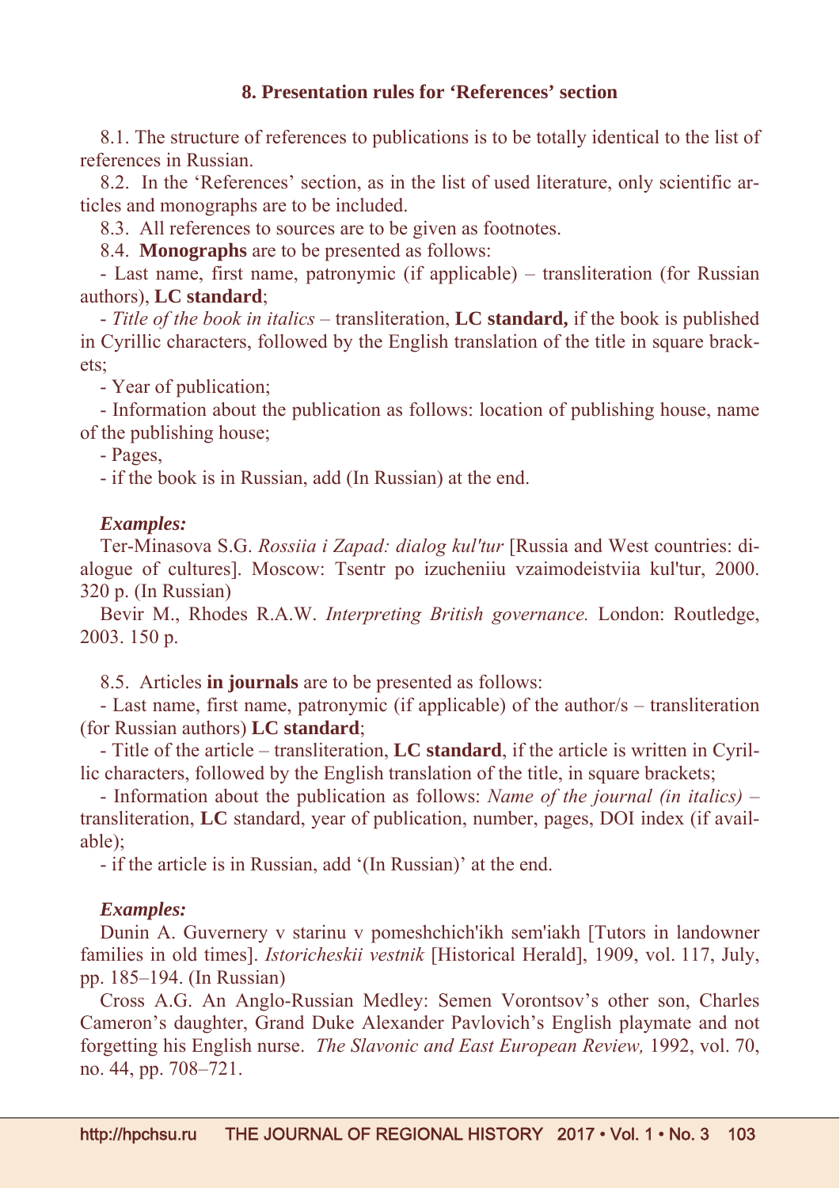### 8. Presentation rules for 'References' section

8.1. The structure of references to publications is to be totally identical to the list of references in Russian.

8.2. In the 'References' section, as in the list of used literature, only scientific articles and monographs are to be included.

8.3. All references to sources are to be given as footnotes.

8.4. **Monographs** are to be presented as follows:

- Last name, first name, patronymic (if applicable) – transliteration (for Russian authors), **LC standard**;
- *Title of the book in italics* – transliteration, **LC standard,** if the book is published in Cyrillic characters, followed by the English translation of the title in square brackets;
- Year of publication;
- Information about the publication as follows: location of publishing house, name of the publishing house;
- Pages,
- if the book is in Russian, add (In Russian) at the end.

***Examples:***

Ter-Minasova S.G. *Rossiia i Zapad: dialog kul'tur* [Russia and West countries: dialogue of cultures]. Moscow: Tsentr po izucheniiu vzaimodeistviia kul'tur, 2000. 320 p. (In Russian)

Bevir M., Rhodes R.A.W. *Interpreting British governance.* London: Routledge, 2003. 150 p.

8.5. Articles **in journals** are to be presented as follows:

- Last name, first name, patronymic (if applicable) of the author/s – transliteration (for Russian authors) **LC standard**;
- Title of the article – transliteration, **LC standard**, if the article is written in Cyrillic characters, followed by the English translation of the title, in square brackets;
- Information about the publication as follows: *Name of the journal (in italics)* – transliteration, **LC** standard, year of publication, number, pages, DOI index (if available);
- if the article is in Russian, add '(In Russian)' at the end.

***Examples:***

Dunin A. Guvernery v starinu v pomeshchich'ikh sem'iakh [Tutors in landowner families in old times]. *Istoricheskii vestnik* [Historical Herald], 1909, vol. 117, July, pp. 185–194. (In Russian)

Cross A.G. An Anglo-Russian Medley: Semen Vorontsov's other son, Charles Cameron's daughter, Grand Duke Alexander Pavlovich's English playmate and not forgetting his English nurse. *The Slavonic and East European Review,* 1992, vol. 70, no. 44, pp. 708–721.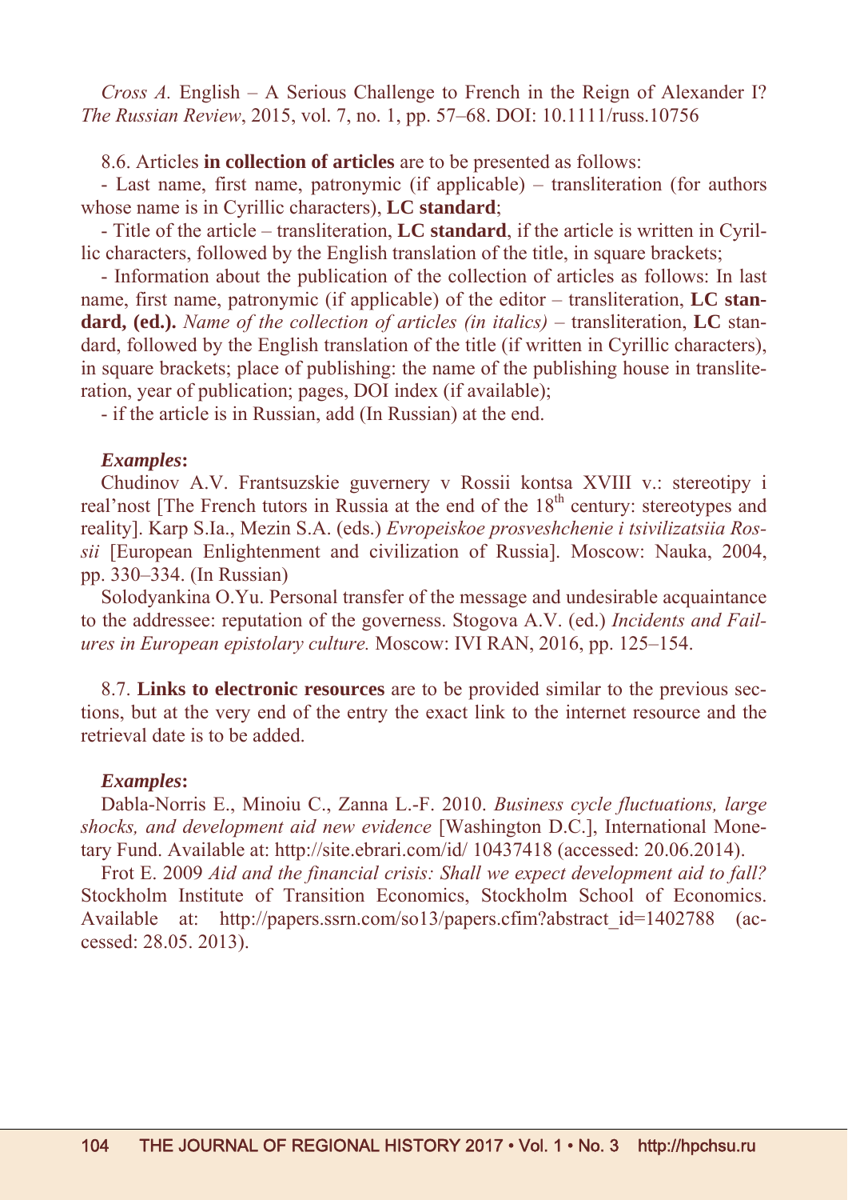*Cross A.* English – A Serious Challenge to French in the Reign of Alexander I? *The Russian Review*, 2015, vol. 7, no. 1, pp. 57–68. DOI: 10.1111/russ.10756

8.6. Articles **in collection of articles** are to be presented as follows:

- Last name, first name, patronymic (if applicable) – transliteration (for authors whose name is in Cyrillic characters), **LC standard**;
- Title of the article – transliteration, **LC standard**, if the article is written in Cyrillic characters, followed by the English translation of the title, in square brackets;
- Information about the publication of the collection of articles as follows: In last name, first name, patronymic (if applicable) of the editor – transliteration, **LC standard, (ed.).** *Name of the collection of articles (in italics)* – transliteration, **LC** standard, followed by the English translation of the title (if written in Cyrillic characters), in square brackets; place of publishing: the name of the publishing house in transliteration, year of publication; pages, DOI index (if available);
- if the article is in Russian, add (In Russian) at the end.

***Examples*:**

Chudinov A.V. Frantsuzskie guvernery v Rossii kontsa XVIII v.: stereotipy i real'nost [The French tutors in Russia at the end of the 18th century: stereotypes and reality]. Karp S.Ia., Mezin S.A. (eds.) *Evropeiskoe prosveshchenie i tsivilizatsiia Rossii* [European Enlightenment and civilization of Russia]. Moscow: Nauka, 2004, pp. 330–334. (In Russian)

Solodyankina O.Yu. Personal transfer of the message and undesirable acquaintance to the addressee: reputation of the governess. Stogova A.V. (ed.) *Incidents and Failures in European epistolary culture.* Moscow: IVI RAN, 2016, pp. 125–154.

8.7. **Links to electronic resources** are to be provided similar to the previous sections, but at the very end of the entry the exact link to the internet resource and the retrieval date is to be added.

***Examples*:**

Dabla-Norris E., Minoiu C., Zanna L.-F. 2010. *Business cycle fluctuations, large shocks, and development aid new evidence* [Washington D.C.], International Monetary Fund. Available at: http://site.ebrari.com/id/ 10437418 (accessed: 20.06.2014).

Frot E. 2009 *Aid and the financial crisis: Shall we expect development aid to fall?* Stockholm Institute of Transition Economics, Stockholm School of Economics. Available at: http://papers.ssrn.com/so13/papers.cfim?abstract_id=1402788 (accessed: 28.05. 2013).